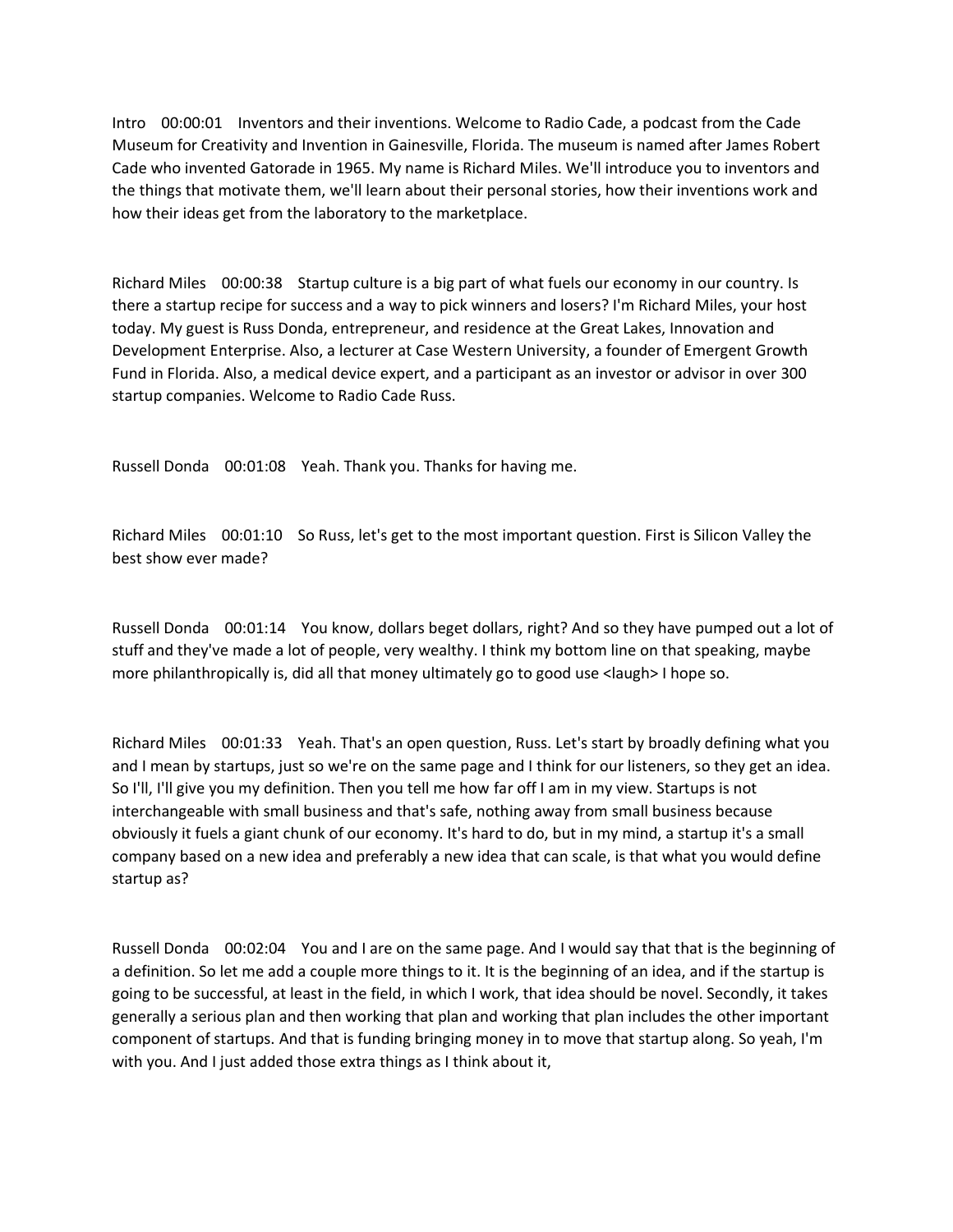Intro 00:00:01 Inventors and their inventions. Welcome to Radio Cade, a podcast from the Cade Museum for Creativity and Invention in Gainesville, Florida. The museum is named after James Robert Cade who invented Gatorade in 1965. My name is Richard Miles. We'll introduce you to inventors and the things that motivate them, we'll learn about their personal stories, how their inventions work and how their ideas get from the laboratory to the marketplace.

Richard Miles 00:00:38 Startup culture is a big part of what fuels our economy in our country. Is there a startup recipe for success and a way to pick winners and losers? I'm Richard Miles, your host today. My guest is Russ Donda, entrepreneur, and residence at the Great Lakes, Innovation and Development Enterprise. Also, a lecturer at Case Western University, a founder of Emergent Growth Fund in Florida. Also, a medical device expert, and a participant as an investor or advisor in over 300 startup companies. Welcome to Radio Cade Russ.

Russell Donda 00:01:08 Yeah. Thank you. Thanks for having me.

Richard Miles 00:01:10 So Russ, let's get to the most important question. First is Silicon Valley the best show ever made?

Russell Donda 00:01:14 You know, dollars beget dollars, right? And so they have pumped out a lot of stuff and they've made a lot of people, very wealthy. I think my bottom line on that speaking, maybe more philanthropically is, did all that money ultimately go to good use <laugh> I hope so.

Richard Miles 00:01:33 Yeah. That's an open question, Russ. Let's start by broadly defining what you and I mean by startups, just so we're on the same page and I think for our listeners, so they get an idea. So I'll, I'll give you my definition. Then you tell me how far off I am in my view. Startups is not interchangeable with small business and that's safe, nothing away from small business because obviously it fuels a giant chunk of our economy. It's hard to do, but in my mind, a startup it's a small company based on a new idea and preferably a new idea that can scale, is that what you would define startup as?

Russell Donda 00:02:04 You and I are on the same page. And I would say that that is the beginning of a definition. So let me add a couple more things to it. It is the beginning of an idea, and if the startup is going to be successful, at least in the field, in which I work, that idea should be novel. Secondly, it takes generally a serious plan and then working that plan and working that plan includes the other important component of startups. And that is funding bringing money in to move that startup along. So yeah, I'm with you. And I just added those extra things as I think about it,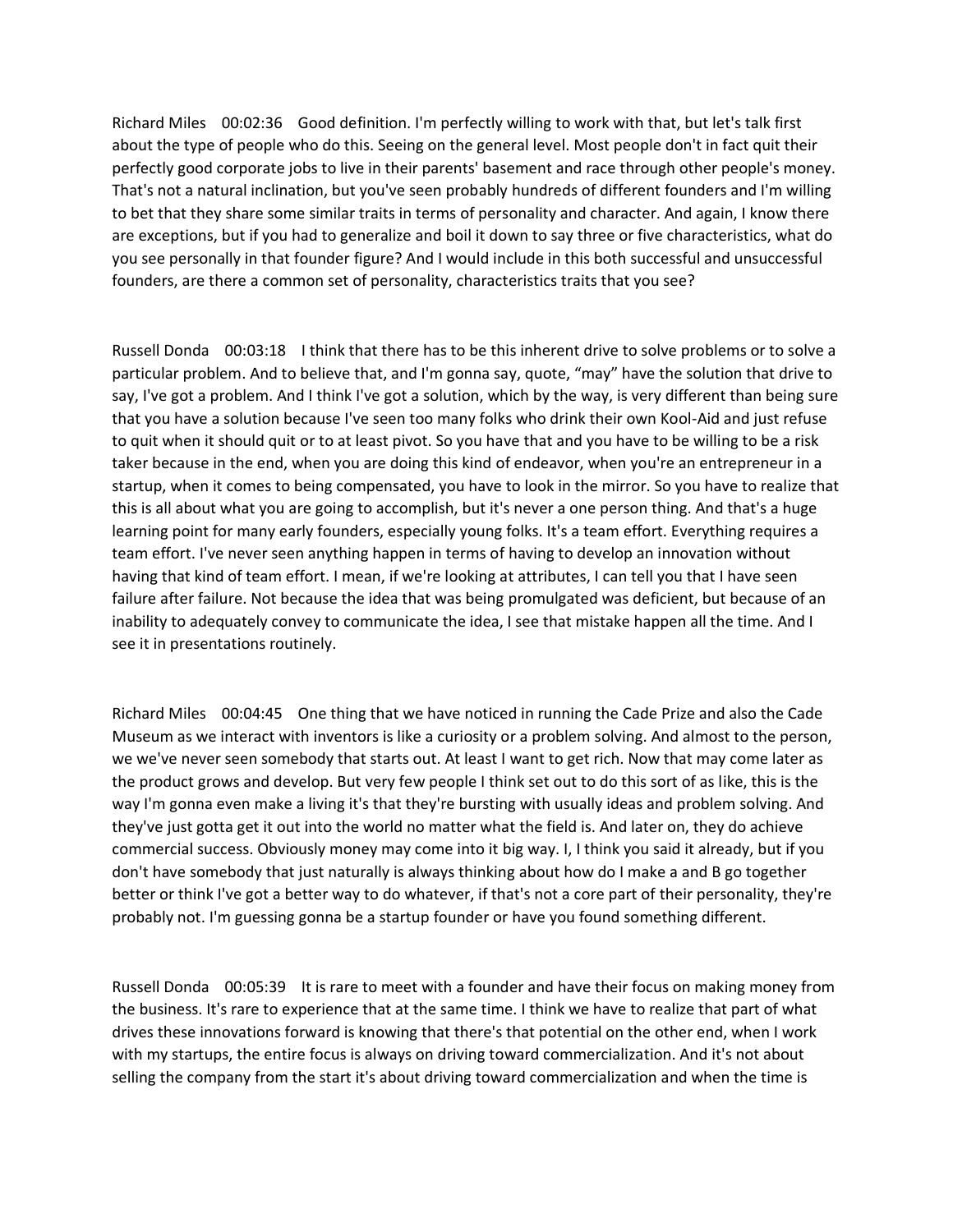Richard Miles    00:02:36    Good definition. I'm perfectly willing to work with that, but let's talk first about the type of people who do this. Seeing on the general level. Most people don't in fact quit their perfectly good corporate jobs to live in their parents' basement and race through other people's money. That's not a natural inclination, but you've seen probably hundreds of different founders and I'm willing to bet that they share some similar traits in terms of personality and character. And again, I know there are exceptions, but if you had to generalize and boil it down to say three or five characteristics, what do you see personally in that founder figure? And I would include in this both successful and unsuccessful founders, are there a common set of personality, characteristics traits that you see?

Russell Donda    00:03:18    I think that there has to be this inherent drive to solve problems or to solve a particular problem. And to believe that, and I'm gonna say, quote, "may" have the solution that drive to say, I've got a problem. And I think I've got a solution, which by the way, is very different than being sure that you have a solution because I've seen too many folks who drink their own Kool-Aid and just refuse to quit when it should quit or to at least pivot. So you have that and you have to be willing to be a risk taker because in the end, when you are doing this kind of endeavor, when you're an entrepreneur in a startup, when it comes to being compensated, you have to look in the mirror. So you have to realize that this is all about what you are going to accomplish, but it's never a one person thing. And that's a huge learning point for many early founders, especially young folks. It's a team effort. Everything requires a team effort. I've never seen anything happen in terms of having to develop an innovation without having that kind of team effort. I mean, if we're looking at attributes, I can tell you that I have seen failure after failure. Not because the idea that was being promulgated was deficient, but because of an inability to adequately convey to communicate the idea, I see that mistake happen all the time. And I see it in presentations routinely.

Richard Miles    00:04:45    One thing that we have noticed in running the Cade Prize and also the Cade Museum as we interact with inventors is like a curiosity or a problem solving. And almost to the person, we we've never seen somebody that starts out. At least I want to get rich. Now that may come later as the product grows and develop. But very few people I think set out to do this sort of as like, this is the way I'm gonna even make a living it's that they're bursting with usually ideas and problem solving. And they've just gotta get it out into the world no matter what the field is. And later on, they do achieve commercial success. Obviously money may come into it big way. I, I think you said it already, but if you don't have somebody that just naturally is always thinking about how do I make a and B go together better or think I've got a better way to do whatever, if that's not a core part of their personality, they're probably not. I'm guessing gonna be a startup founder or have you found something different.

Russell Donda    00:05:39    It is rare to meet with a founder and have their focus on making money from the business. It's rare to experience that at the same time. I think we have to realize that part of what drives these innovations forward is knowing that there's that potential on the other end, when I work with my startups, the entire focus is always on driving toward commercialization. And it's not about selling the company from the start it's about driving toward commercialization and when the time is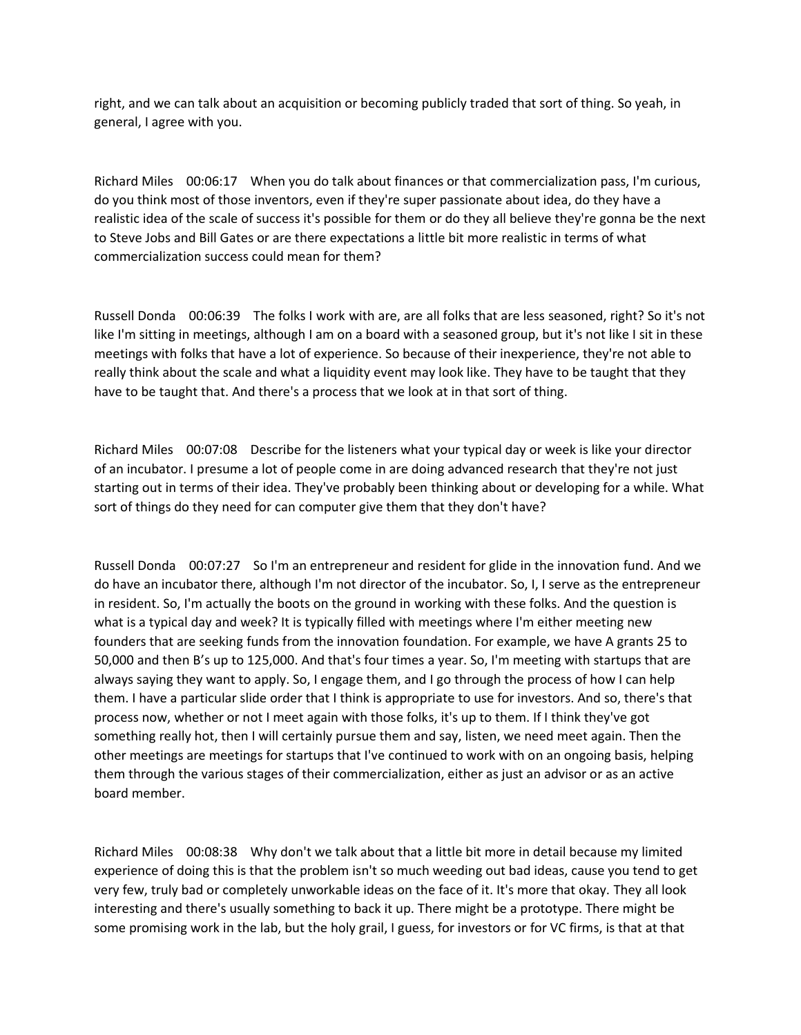right, and we can talk about an acquisition or becoming publicly traded that sort of thing. So yeah, in general, I agree with you.

Richard Miles 00:06:17 When you do talk about finances or that commercialization pass, I'm curious, do you think most of those inventors, even if they're super passionate about idea, do they have a realistic idea of the scale of success it's possible for them or do they all believe they're gonna be the next to Steve Jobs and Bill Gates or are there expectations a little bit more realistic in terms of what commercialization success could mean for them?

Russell Donda 00:06:39 The folks I work with are, are all folks that are less seasoned, right? So it's not like I'm sitting in meetings, although I am on a board with a seasoned group, but it's not like I sit in these meetings with folks that have a lot of experience. So because of their inexperience, they're not able to really think about the scale and what a liquidity event may look like. They have to be taught that they have to be taught that. And there's a process that we look at in that sort of thing.

Richard Miles 00:07:08 Describe for the listeners what your typical day or week is like your director of an incubator. I presume a lot of people come in are doing advanced research that they're not just starting out in terms of their idea. They've probably been thinking about or developing for a while. What sort of things do they need for can computer give them that they don't have?

Russell Donda 00:07:27 So I'm an entrepreneur and resident for glide in the innovation fund. And we do have an incubator there, although I'm not director of the incubator. So, I, I serve as the entrepreneur in resident. So, I'm actually the boots on the ground in working with these folks. And the question is what is a typical day and week? It is typically filled with meetings where I'm either meeting new founders that are seeking funds from the innovation foundation. For example, we have A grants 25 to 50,000 and then B's up to 125,000. And that's four times a year. So, I'm meeting with startups that are always saying they want to apply. So, I engage them, and I go through the process of how I can help them. I have a particular slide order that I think is appropriate to use for investors. And so, there's that process now, whether or not I meet again with those folks, it's up to them. If I think they've got something really hot, then I will certainly pursue them and say, listen, we need meet again. Then the other meetings are meetings for startups that I've continued to work with on an ongoing basis, helping them through the various stages of their commercialization, either as just an advisor or as an active board member.

Richard Miles 00:08:38 Why don't we talk about that a little bit more in detail because my limited experience of doing this is that the problem isn't so much weeding out bad ideas, cause you tend to get very few, truly bad or completely unworkable ideas on the face of it. It's more that okay. They all look interesting and there's usually something to back it up. There might be a prototype. There might be some promising work in the lab, but the holy grail, I guess, for investors or for VC firms, is that at that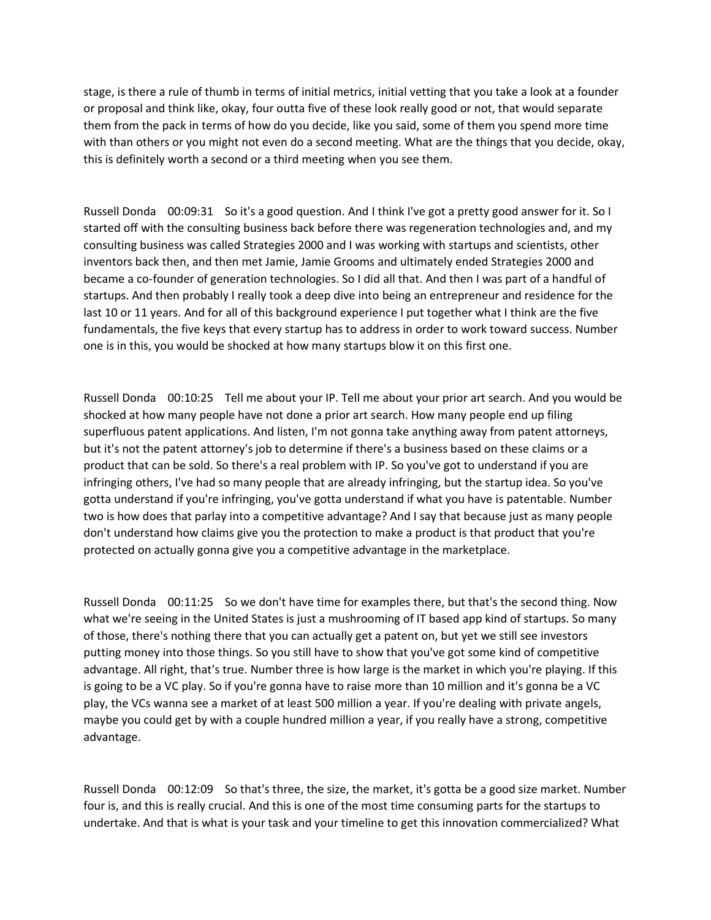stage, is there a rule of thumb in terms of initial metrics, initial vetting that you take a look at a founder or proposal and think like, okay, four outta five of these look really good or not, that would separate them from the pack in terms of how do you decide, like you said, some of them you spend more time with than others or you might not even do a second meeting. What are the things that you decide, okay, this is definitely worth a second or a third meeting when you see them.

Russell Donda 00:09:31 So it's a good question. And I think I've got a pretty good answer for it. So I started off with the consulting business back before there was regeneration technologies and, and my consulting business was called Strategies 2000 and I was working with startups and scientists, other inventors back then, and then met Jamie, Jamie Grooms and ultimately ended Strategies 2000 and became a co-founder of generation technologies. So I did all that. And then I was part of a handful of startups. And then probably I really took a deep dive into being an entrepreneur and residence for the last 10 or 11 years. And for all of this background experience I put together what I think are the five fundamentals, the five keys that every startup has to address in order to work toward success. Number one is in this, you would be shocked at how many startups blow it on this first one.

Russell Donda 00:10:25 Tell me about your IP. Tell me about your prior art search. And you would be shocked at how many people have not done a prior art search. How many people end up filing superfluous patent applications. And listen, I'm not gonna take anything away from patent attorneys, but it's not the patent attorney's job to determine if there's a business based on these claims or a product that can be sold. So there's a real problem with IP. So you've got to understand if you are infringing others, I've had so many people that are already infringing, but the startup idea. So you've gotta understand if you're infringing, you've gotta understand if what you have is patentable. Number two is how does that parlay into a competitive advantage? And I say that because just as many people don't understand how claims give you the protection to make a product is that product that you're protected on actually gonna give you a competitive advantage in the marketplace.

Russell Donda 00:11:25 So we don't have time for examples there, but that's the second thing. Now what we're seeing in the United States is just a mushrooming of IT based app kind of startups. So many of those, there's nothing there that you can actually get a patent on, but yet we still see investors putting money into those things. So you still have to show that you've got some kind of competitive advantage. All right, that's true. Number three is how large is the market in which you're playing. If this is going to be a VC play. So if you're gonna have to raise more than 10 million and it's gonna be a VC play, the VCs wanna see a market of at least 500 million a year. If you're dealing with private angels, maybe you could get by with a couple hundred million a year, if you really have a strong, competitive advantage.

Russell Donda 00:12:09 So that's three, the size, the market, it's gotta be a good size market. Number four is, and this is really crucial. And this is one of the most time consuming parts for the startups to undertake. And that is what is your task and your timeline to get this innovation commercialized? What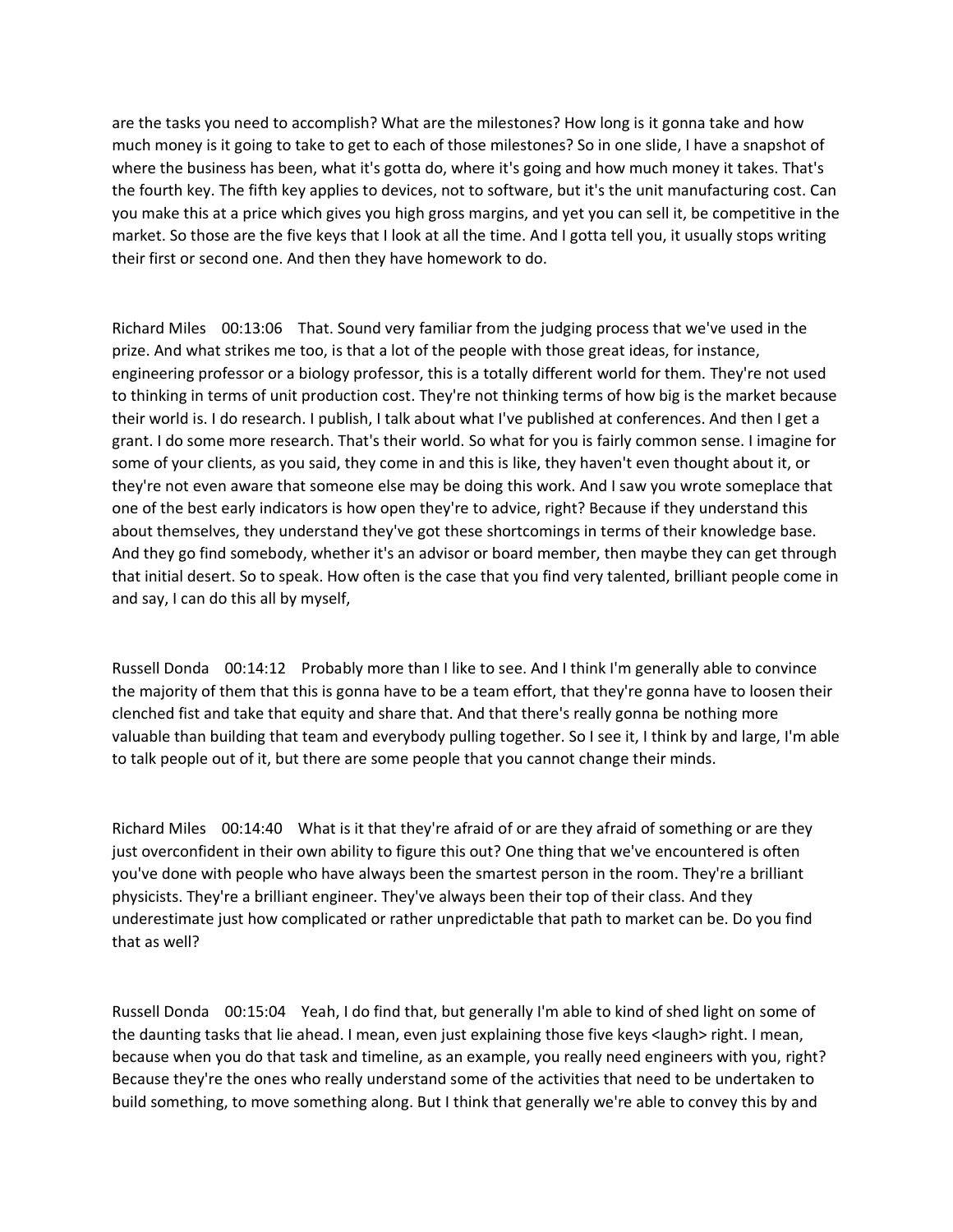are the tasks you need to accomplish? What are the milestones? How long is it gonna take and how much money is it going to take to get to each of those milestones? So in one slide, I have a snapshot of where the business has been, what it's gotta do, where it's going and how much money it takes. That's the fourth key. The fifth key applies to devices, not to software, but it's the unit manufacturing cost. Can you make this at a price which gives you high gross margins, and yet you can sell it, be competitive in the market. So those are the five keys that I look at all the time. And I gotta tell you, it usually stops writing their first or second one. And then they have homework to do.

Richard Miles 00:13:06 That. Sound very familiar from the judging process that we've used in the prize. And what strikes me too, is that a lot of the people with those great ideas, for instance, engineering professor or a biology professor, this is a totally different world for them. They're not used to thinking in terms of unit production cost. They're not thinking terms of how big is the market because their world is. I do research. I publish, I talk about what I've published at conferences. And then I get a grant. I do some more research. That's their world. So what for you is fairly common sense. I imagine for some of your clients, as you said, they come in and this is like, they haven't even thought about it, or they're not even aware that someone else may be doing this work. And I saw you wrote someplace that one of the best early indicators is how open they're to advice, right? Because if they understand this about themselves, they understand they've got these shortcomings in terms of their knowledge base. And they go find somebody, whether it's an advisor or board member, then maybe they can get through that initial desert. So to speak. How often is the case that you find very talented, brilliant people come in and say, I can do this all by myself,

Russell Donda 00:14:12 Probably more than I like to see. And I think I'm generally able to convince the majority of them that this is gonna have to be a team effort, that they're gonna have to loosen their clenched fist and take that equity and share that. And that there's really gonna be nothing more valuable than building that team and everybody pulling together. So I see it, I think by and large, I'm able to talk people out of it, but there are some people that you cannot change their minds.

Richard Miles 00:14:40 What is it that they're afraid of or are they afraid of something or are they just overconfident in their own ability to figure this out? One thing that we've encountered is often you've done with people who have always been the smartest person in the room. They're a brilliant physicists. They're a brilliant engineer. They've always been their top of their class. And they underestimate just how complicated or rather unpredictable that path to market can be. Do you find that as well?

Russell Donda 00:15:04 Yeah, I do find that, but generally I'm able to kind of shed light on some of the daunting tasks that lie ahead. I mean, even just explaining those five keys <laugh> right. I mean, because when you do that task and timeline, as an example, you really need engineers with you, right? Because they're the ones who really understand some of the activities that need to be undertaken to build something, to move something along. But I think that generally we're able to convey this by and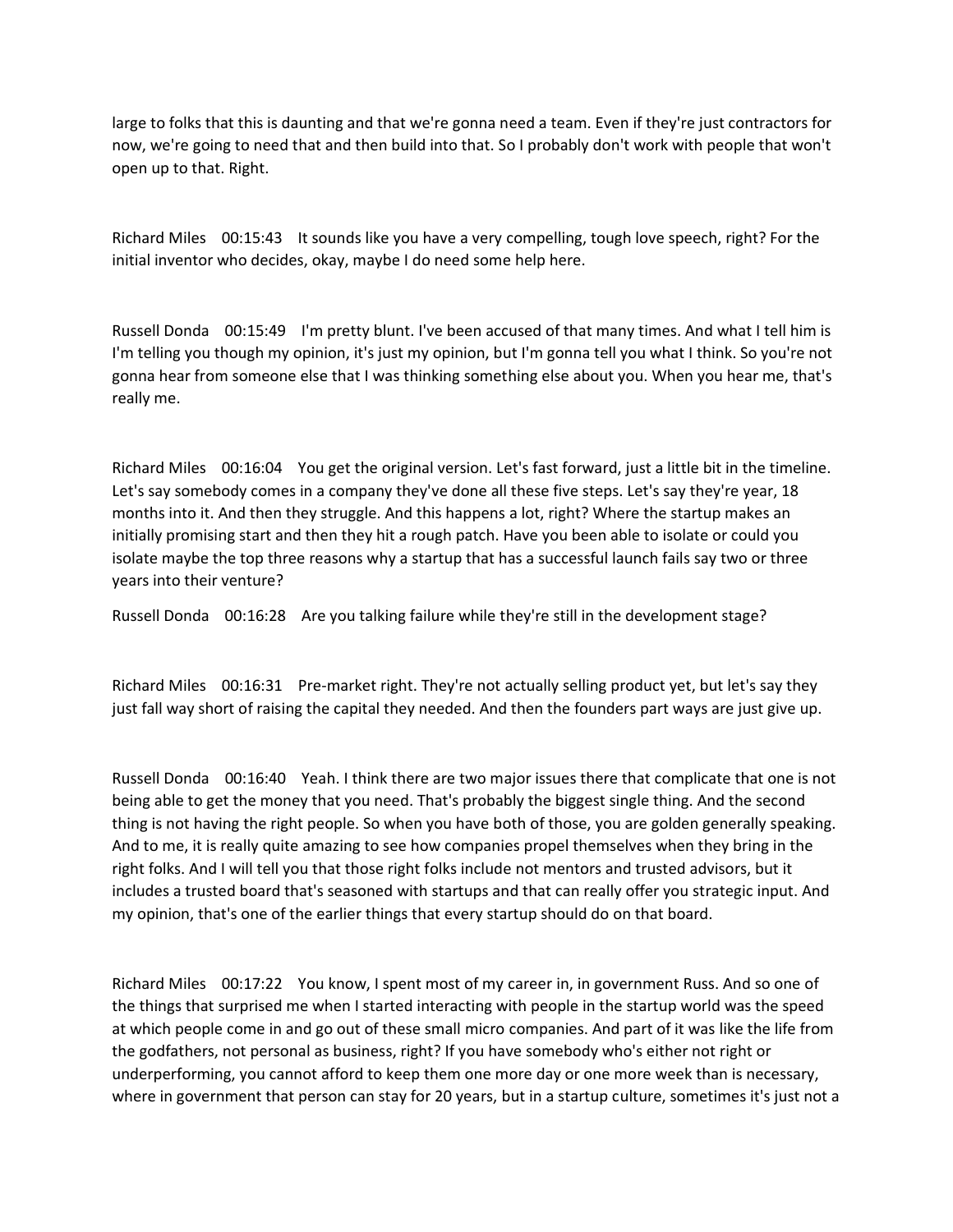large to folks that this is daunting and that we're gonna need a team. Even if they're just contractors for now, we're going to need that and then build into that. So I probably don't work with people that won't open up to that. Right.

Richard Miles 00:15:43 It sounds like you have a very compelling, tough love speech, right? For the initial inventor who decides, okay, maybe I do need some help here.

Russell Donda 00:15:49 I'm pretty blunt. I've been accused of that many times. And what I tell him is I'm telling you though my opinion, it's just my opinion, but I'm gonna tell you what I think. So you're not gonna hear from someone else that I was thinking something else about you. When you hear me, that's really me.

Richard Miles 00:16:04 You get the original version. Let's fast forward, just a little bit in the timeline. Let's say somebody comes in a company they've done all these five steps. Let's say they're year, 18 months into it. And then they struggle. And this happens a lot, right? Where the startup makes an initially promising start and then they hit a rough patch. Have you been able to isolate or could you isolate maybe the top three reasons why a startup that has a successful launch fails say two or three years into their venture?

Russell Donda 00:16:28 Are you talking failure while they're still in the development stage?

Richard Miles 00:16:31 Pre-market right. They're not actually selling product yet, but let's say they just fall way short of raising the capital they needed. And then the founders part ways are just give up.

Russell Donda 00:16:40 Yeah. I think there are two major issues there that complicate that one is not being able to get the money that you need. That's probably the biggest single thing. And the second thing is not having the right people. So when you have both of those, you are golden generally speaking. And to me, it is really quite amazing to see how companies propel themselves when they bring in the right folks. And I will tell you that those right folks include not mentors and trusted advisors, but it includes a trusted board that's seasoned with startups and that can really offer you strategic input. And my opinion, that's one of the earlier things that every startup should do on that board.

Richard Miles 00:17:22 You know, I spent most of my career in, in government Russ. And so one of the things that surprised me when I started interacting with people in the startup world was the speed at which people come in and go out of these small micro companies. And part of it was like the life from the godfathers, not personal as business, right? If you have somebody who's either not right or underperforming, you cannot afford to keep them one more day or one more week than is necessary, where in government that person can stay for 20 years, but in a startup culture, sometimes it's just not a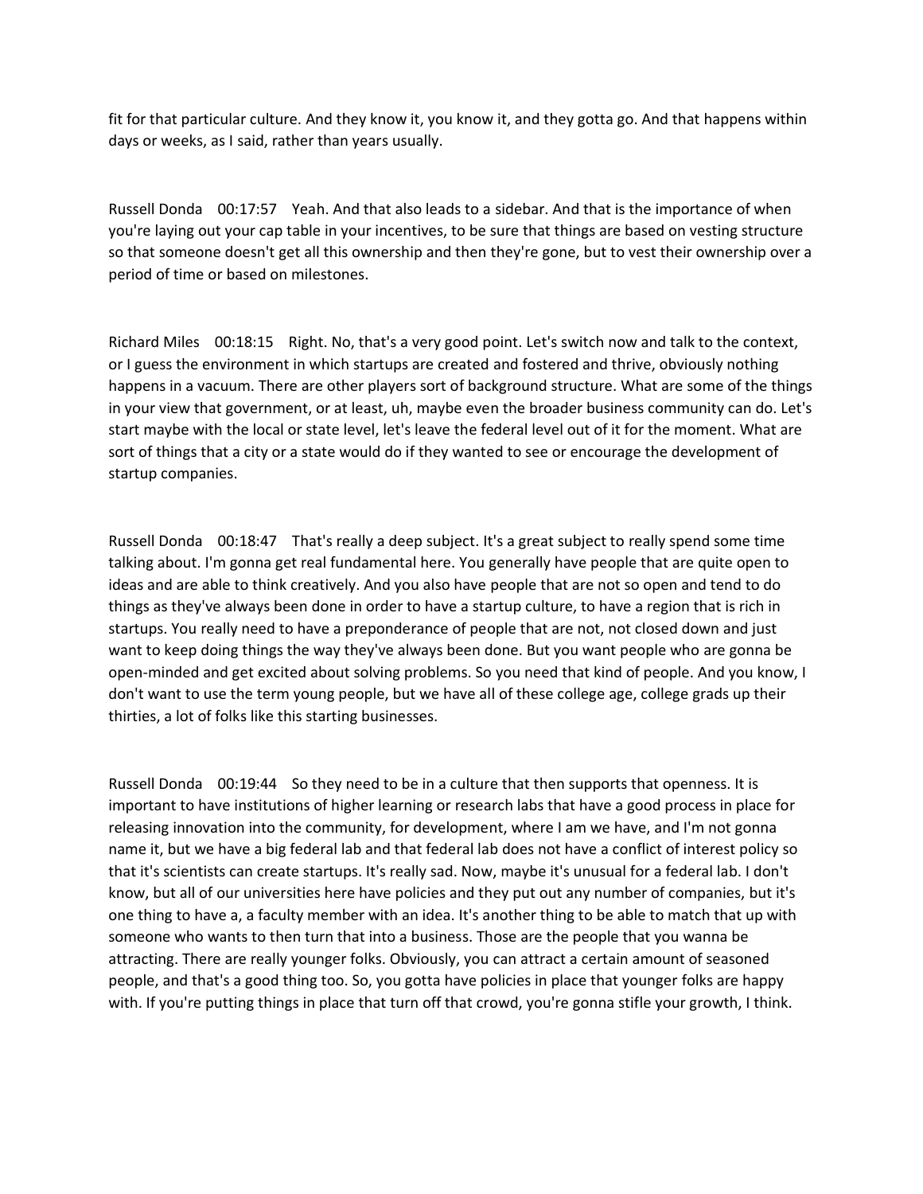fit for that particular culture. And they know it, you know it, and they gotta go. And that happens within days or weeks, as I said, rather than years usually.

Russell Donda 00:17:57 Yeah. And that also leads to a sidebar. And that is the importance of when you're laying out your cap table in your incentives, to be sure that things are based on vesting structure so that someone doesn't get all this ownership and then they're gone, but to vest their ownership over a period of time or based on milestones.

Richard Miles 00:18:15 Right. No, that's a very good point. Let's switch now and talk to the context, or I guess the environment in which startups are created and fostered and thrive, obviously nothing happens in a vacuum. There are other players sort of background structure. What are some of the things in your view that government, or at least, uh, maybe even the broader business community can do. Let's start maybe with the local or state level, let's leave the federal level out of it for the moment. What are sort of things that a city or a state would do if they wanted to see or encourage the development of startup companies.

Russell Donda 00:18:47 That's really a deep subject. It's a great subject to really spend some time talking about. I'm gonna get real fundamental here. You generally have people that are quite open to ideas and are able to think creatively. And you also have people that are not so open and tend to do things as they've always been done in order to have a startup culture, to have a region that is rich in startups. You really need to have a preponderance of people that are not, not closed down and just want to keep doing things the way they've always been done. But you want people who are gonna be open-minded and get excited about solving problems. So you need that kind of people. And you know, I don't want to use the term young people, but we have all of these college age, college grads up their thirties, a lot of folks like this starting businesses.

Russell Donda 00:19:44 So they need to be in a culture that then supports that openness. It is important to have institutions of higher learning or research labs that have a good process in place for releasing innovation into the community, for development, where I am we have, and I'm not gonna name it, but we have a big federal lab and that federal lab does not have a conflict of interest policy so that it's scientists can create startups. It's really sad. Now, maybe it's unusual for a federal lab. I don't know, but all of our universities here have policies and they put out any number of companies, but it's one thing to have a, a faculty member with an idea. It's another thing to be able to match that up with someone who wants to then turn that into a business. Those are the people that you wanna be attracting. There are really younger folks. Obviously, you can attract a certain amount of seasoned people, and that's a good thing too. So, you gotta have policies in place that younger folks are happy with. If you're putting things in place that turn off that crowd, you're gonna stifle your growth, I think.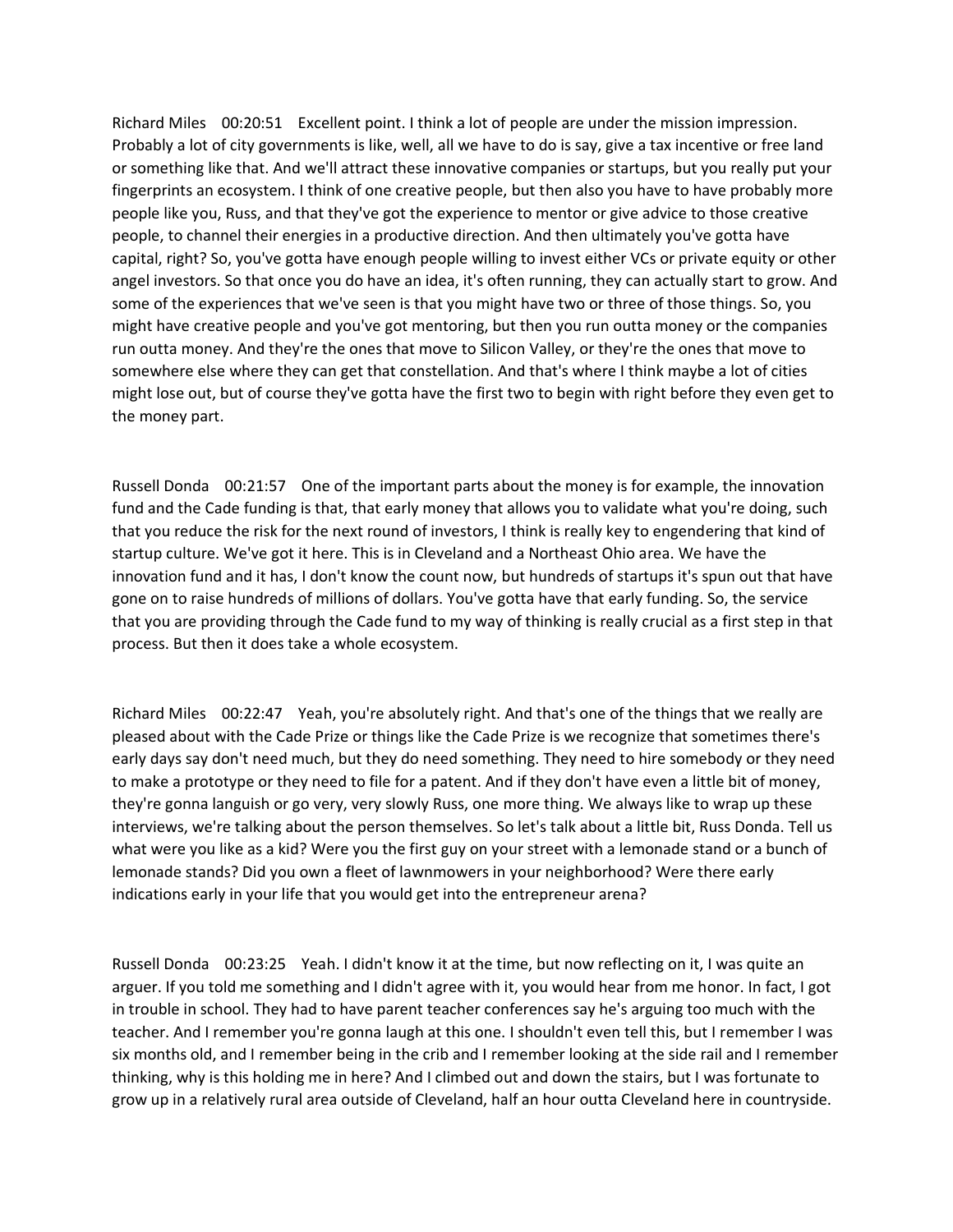Richard Miles 00:20:51 Excellent point. I think a lot of people are under the mission impression. Probably a lot of city governments is like, well, all we have to do is say, give a tax incentive or free land or something like that. And we'll attract these innovative companies or startups, but you really put your fingerprints an ecosystem. I think of one creative people, but then also you have to have probably more people like you, Russ, and that they've got the experience to mentor or give advice to those creative people, to channel their energies in a productive direction. And then ultimately you've gotta have capital, right? So, you've gotta have enough people willing to invest either VCs or private equity or other angel investors. So that once you do have an idea, it's often running, they can actually start to grow. And some of the experiences that we've seen is that you might have two or three of those things. So, you might have creative people and you've got mentoring, but then you run outta money or the companies run outta money. And they're the ones that move to Silicon Valley, or they're the ones that move to somewhere else where they can get that constellation. And that's where I think maybe a lot of cities might lose out, but of course they've gotta have the first two to begin with right before they even get to the money part.

Russell Donda 00:21:57 One of the important parts about the money is for example, the innovation fund and the Cade funding is that, that early money that allows you to validate what you're doing, such that you reduce the risk for the next round of investors, I think is really key to engendering that kind of startup culture. We've got it here. This is in Cleveland and a Northeast Ohio area. We have the innovation fund and it has, I don't know the count now, but hundreds of startups it's spun out that have gone on to raise hundreds of millions of dollars. You've gotta have that early funding. So, the service that you are providing through the Cade fund to my way of thinking is really crucial as a first step in that process. But then it does take a whole ecosystem.

Richard Miles 00:22:47 Yeah, you're absolutely right. And that's one of the things that we really are pleased about with the Cade Prize or things like the Cade Prize is we recognize that sometimes there's early days say don't need much, but they do need something. They need to hire somebody or they need to make a prototype or they need to file for a patent. And if they don't have even a little bit of money, they're gonna languish or go very, very slowly Russ, one more thing. We always like to wrap up these interviews, we're talking about the person themselves. So let's talk about a little bit, Russ Donda. Tell us what were you like as a kid? Were you the first guy on your street with a lemonade stand or a bunch of lemonade stands? Did you own a fleet of lawnmowers in your neighborhood? Were there early indications early in your life that you would get into the entrepreneur arena?

Russell Donda 00:23:25 Yeah. I didn't know it at the time, but now reflecting on it, I was quite an arguer. If you told me something and I didn't agree with it, you would hear from me honor. In fact, I got in trouble in school. They had to have parent teacher conferences say he's arguing too much with the teacher. And I remember you're gonna laugh at this one. I shouldn't even tell this, but I remember I was six months old, and I remember being in the crib and I remember looking at the side rail and I remember thinking, why is this holding me in here? And I climbed out and down the stairs, but I was fortunate to grow up in a relatively rural area outside of Cleveland, half an hour outta Cleveland here in countryside.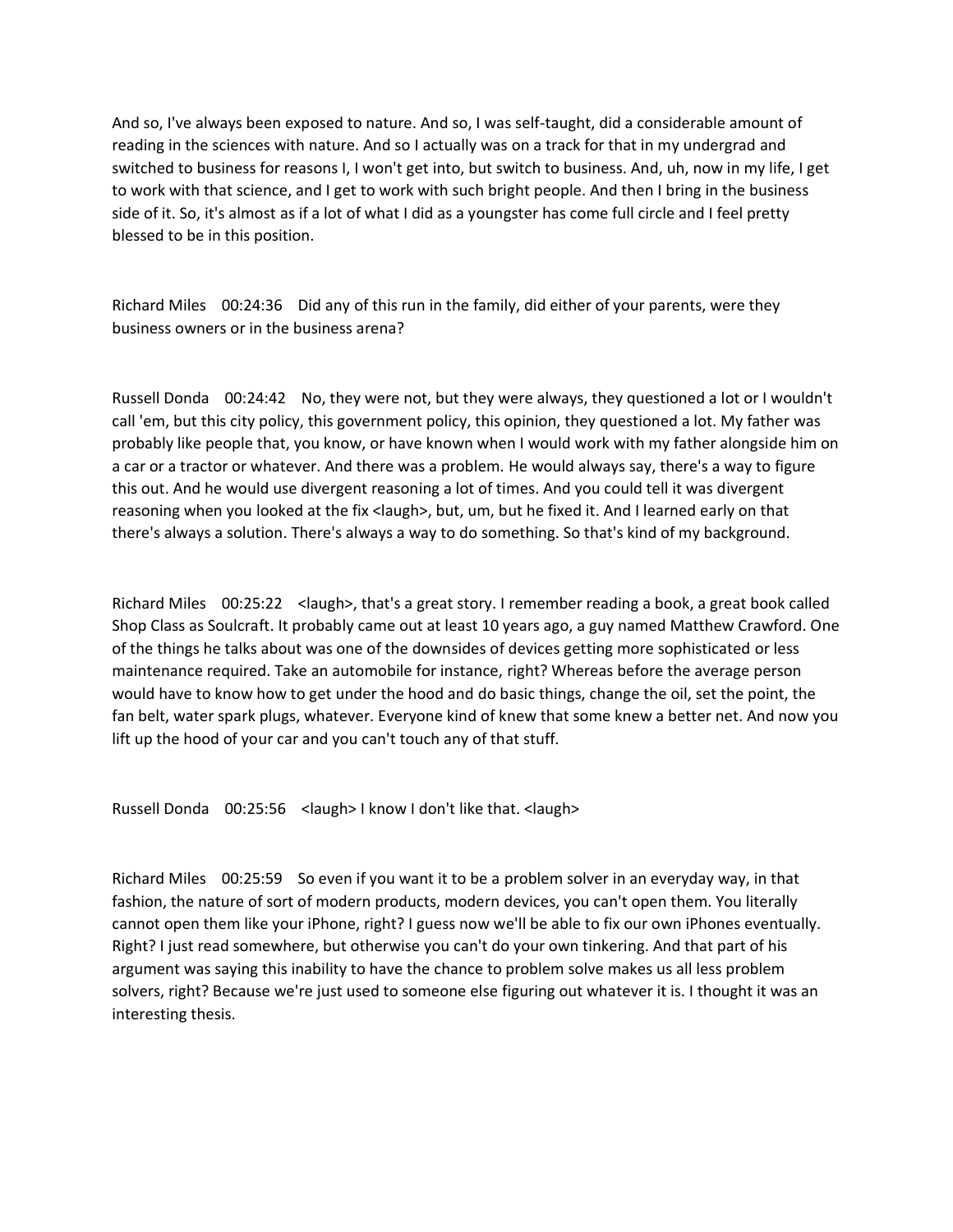And so, I've always been exposed to nature. And so, I was self-taught, did a considerable amount of reading in the sciences with nature. And so I actually was on a track for that in my undergrad and switched to business for reasons I, I won't get into, but switch to business. And, uh, now in my life, I get to work with that science, and I get to work with such bright people. And then I bring in the business side of it. So, it's almost as if a lot of what I did as a youngster has come full circle and I feel pretty blessed to be in this position.

Richard Miles 00:24:36 Did any of this run in the family, did either of your parents, were they business owners or in the business arena?

Russell Donda 00:24:42 No, they were not, but they were always, they questioned a lot or I wouldn't call 'em, but this city policy, this government policy, this opinion, they questioned a lot. My father was probably like people that, you know, or have known when I would work with my father alongside him on a car or a tractor or whatever. And there was a problem. He would always say, there's a way to figure this out. And he would use divergent reasoning a lot of times. And you could tell it was divergent reasoning when you looked at the fix <laugh>, but, um, but he fixed it. And I learned early on that there's always a solution. There's always a way to do something. So that's kind of my background.

Richard Miles 00:25:22 <laugh>, that's a great story. I remember reading a book, a great book called Shop Class as Soulcraft. It probably came out at least 10 years ago, a guy named Matthew Crawford. One of the things he talks about was one of the downsides of devices getting more sophisticated or less maintenance required. Take an automobile for instance, right? Whereas before the average person would have to know how to get under the hood and do basic things, change the oil, set the point, the fan belt, water spark plugs, whatever. Everyone kind of knew that some knew a better net. And now you lift up the hood of your car and you can't touch any of that stuff.

Russell Donda 00:25:56 <laugh> I know I don't like that. <laugh>

Richard Miles 00:25:59 So even if you want it to be a problem solver in an everyday way, in that fashion, the nature of sort of modern products, modern devices, you can't open them. You literally cannot open them like your iPhone, right? I guess now we'll be able to fix our own iPhones eventually. Right? I just read somewhere, but otherwise you can't do your own tinkering. And that part of his argument was saying this inability to have the chance to problem solve makes us all less problem solvers, right? Because we're just used to someone else figuring out whatever it is. I thought it was an interesting thesis.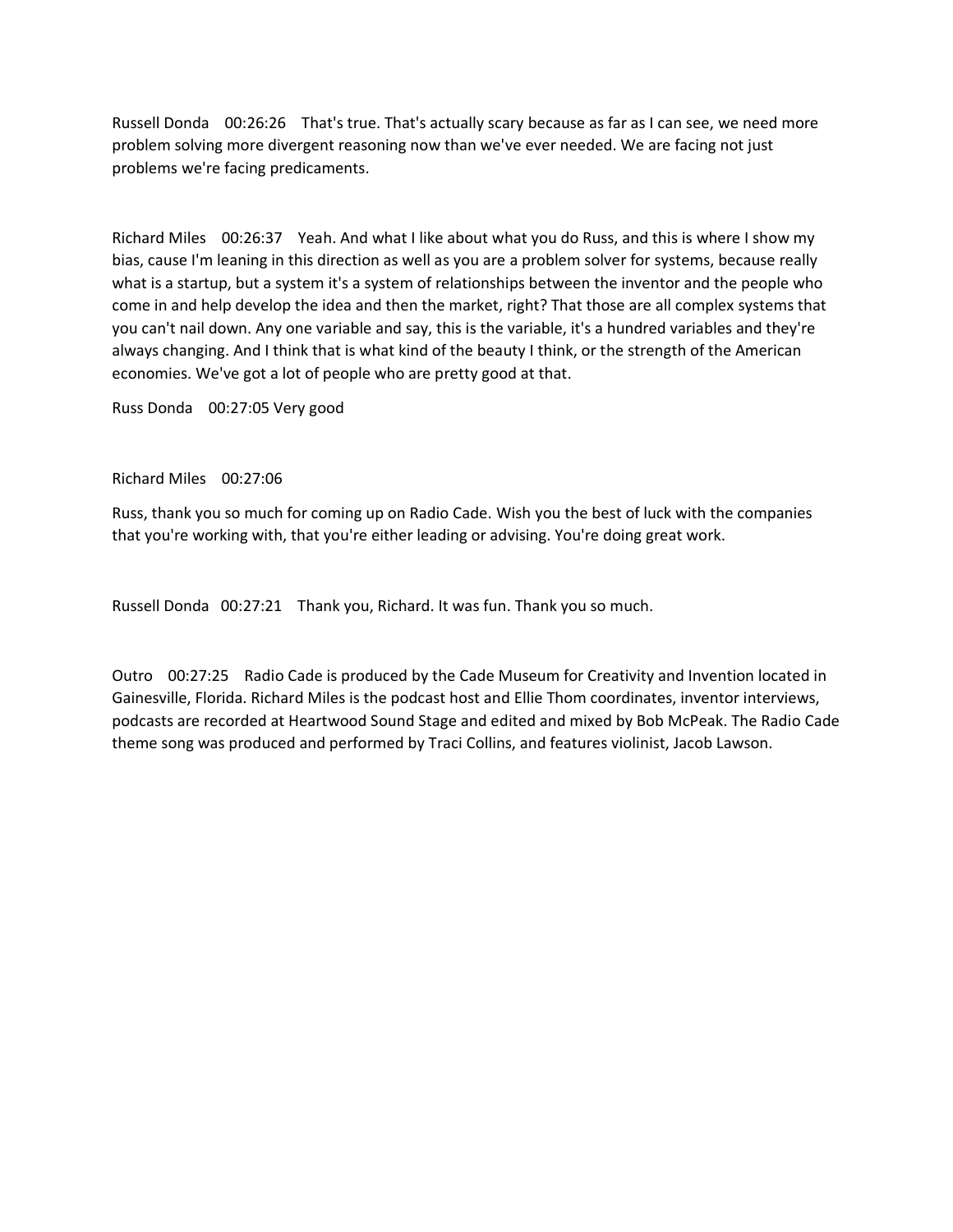Russell Donda 00:26:26 That's true. That's actually scary because as far as I can see, we need more problem solving more divergent reasoning now than we've ever needed. We are facing not just problems we're facing predicaments.

Richard Miles 00:26:37 Yeah. And what I like about what you do Russ, and this is where I show my bias, cause I'm leaning in this direction as well as you are a problem solver for systems, because really what is a startup, but a system it's a system of relationships between the inventor and the people who come in and help develop the idea and then the market, right? That those are all complex systems that you can't nail down. Any one variable and say, this is the variable, it's a hundred variables and they're always changing. And I think that is what kind of the beauty I think, or the strength of the American economies. We've got a lot of people who are pretty good at that.

Russ Donda 00:27:05 Very good

Richard Miles 00:27:06

Russ, thank you so much for coming up on Radio Cade. Wish you the best of luck with the companies that you're working with, that you're either leading or advising. You're doing great work.

Russell Donda 00:27:21 Thank you, Richard. It was fun. Thank you so much.

Outro 00:27:25 Radio Cade is produced by the Cade Museum for Creativity and Invention located in Gainesville, Florida. Richard Miles is the podcast host and Ellie Thom coordinates, inventor interviews, podcasts are recorded at Heartwood Sound Stage and edited and mixed by Bob McPeak. The Radio Cade theme song was produced and performed by Traci Collins, and features violinist, Jacob Lawson.